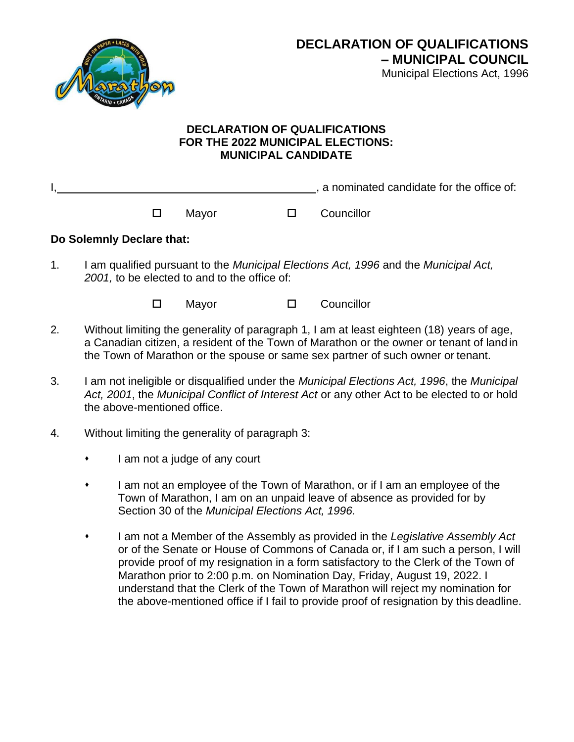# DECLARATION OF QUALIFICATIONS – MUNICIPAL COUNCIL

Municipal Elections Act, 1996

## DECLARATION OF QUALIFICATIONS FOR THE 2022 MUNICIPAL ELECTIONS: MUNICIPAL CANDIDATE

I,\_\_\_\_\_\_\_\_\_\_\_\_\_\_\_\_\_\_\_\_\_\_\_\_\_\_\_\_\_\_\_\_\_\_\_\_\_\_\_\_, a nominated candidate for the office of:

☐ Mayor ☐ Councillor

**Do Solemnly Declare that:**

1. I am qualified pursuant to the *Municipal Elections Act, 1996* and the *Municipal Act, 2001,* to be elected to and to the office of:

   ☐ Mayor ☐ Councillor

2. Without limiting the generality of paragraph 1, I am at least eighteen (18) years of age, a Canadian citizen, a resident of the Town of Marathon or the owner or tenant of land in the Town of Marathon or the spouse or same sex partner of such owner or tenant.

3. I am not ineligible or disqualified under the *Municipal Elections Act, 1996*, the *Municipal Act, 2001*, the *Municipal Conflict of Interest Act* or any other Act to be elected to or hold the above-mentioned office.

4. Without limiting the generality of paragraph 3:

   - I am not a judge of any court
   - I am not an employee of the Town of Marathon, or if I am an employee of the Town of Marathon, I am on an unpaid leave of absence as provided for by Section 30 of the *Municipal Elections Act, 1996.*
   - I am not a Member of the Assembly as provided in the *Legislative Assembly Act* or of the Senate or House of Commons of Canada or, if I am such a person, I will provide proof of my resignation in a form satisfactory to the Clerk of the Town of Marathon prior to 2:00 p.m. on Nomination Day, Friday, August 19, 2022. I understand that the Clerk of the Town of Marathon will reject my nomination for the above-mentioned office if I fail to provide proof of resignation by this deadline.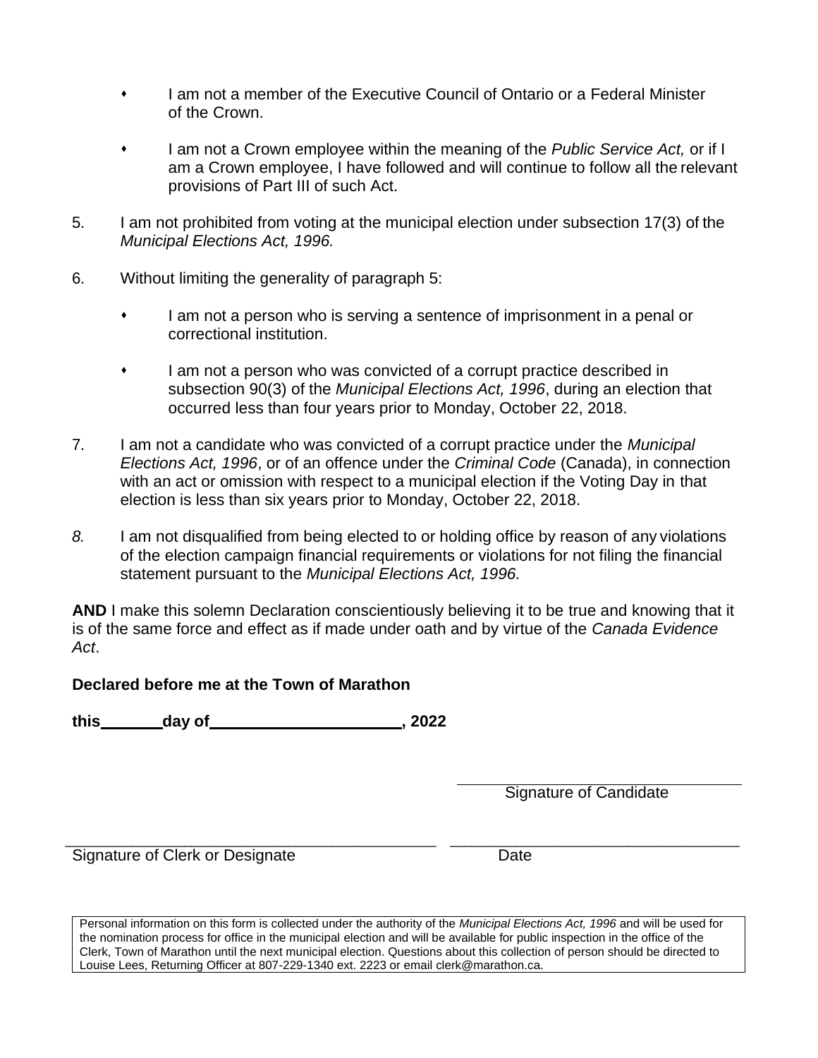- I am not a member of the Executive Council of Ontario or a Federal Minister of the Crown.

- I am not a Crown employee within the meaning of the *Public Service Act,* or if I am a Crown employee, I have followed and will continue to follow all the relevant provisions of Part III of such Act.

5. I am not prohibited from voting at the municipal election under subsection 17(3) of the *Municipal Elections Act, 1996.*

6. Without limiting the generality of paragraph 5:

   - I am not a person who is serving a sentence of imprisonment in a penal or correctional institution.

   - I am not a person who was convicted of a corrupt practice described in subsection 90(3) of the *Municipal Elections Act, 1996*, during an election that occurred less than four years prior to Monday, October 22, 2018.

7. I am not a candidate who was convicted of a corrupt practice under the *Municipal Elections Act, 1996*, or of an offence under the *Criminal Code* (Canada), in connection with an act or omission with respect to a municipal election if the Voting Day in that election is less than six years prior to Monday, October 22, 2018.

*8.* I am not disqualified from being elected to or holding office by reason of any violations of the election campaign financial requirements or violations for not filing the financial statement pursuant to the *Municipal Elections Act, 1996.*

**AND** I make this solemn Declaration conscientiously believing it to be true and knowing that it is of the same force and effect as if made under oath and by virtue of the *Canada Evidence Act*.

**Declared before me at the Town of Marathon**

**this\_\_\_\_\_\_\_day of\_\_\_\_\_\_\_\_\_\_\_\_\_\_\_\_\_\_\_\_\_, 2022**

\_\_\_\_\_\_\_\_\_\_\_\_\_\_\_\_\_\_\_\_\_\_\_\_\_\_\_\_\_\_\_\_
Signature of Candidate

\_\_\_\_\_\_\_\_\_\_\_\_\_\_\_\_\_\_\_\_\_\_\_\_\_\_\_\_\_\_\_\_\_\_\_\_\_\_\_\_
Signature of Clerk or Designate

\_\_\_\_\_\_\_\_\_\_\_\_\_\_\_\_\_\_\_\_\_\_\_\_\_\_\_\_\_\_\_\_
Date

Personal information on this form is collected under the authority of the *Municipal Elections Act, 1996* and will be used for the nomination process for office in the municipal election and will be available for public inspection in the office of the Clerk, Town of Marathon until the next municipal election. Questions about this collection of person should be directed to Louise Lees, Returning Officer at 807-229-1340 ext. 2223 or email clerk@marathon.ca.